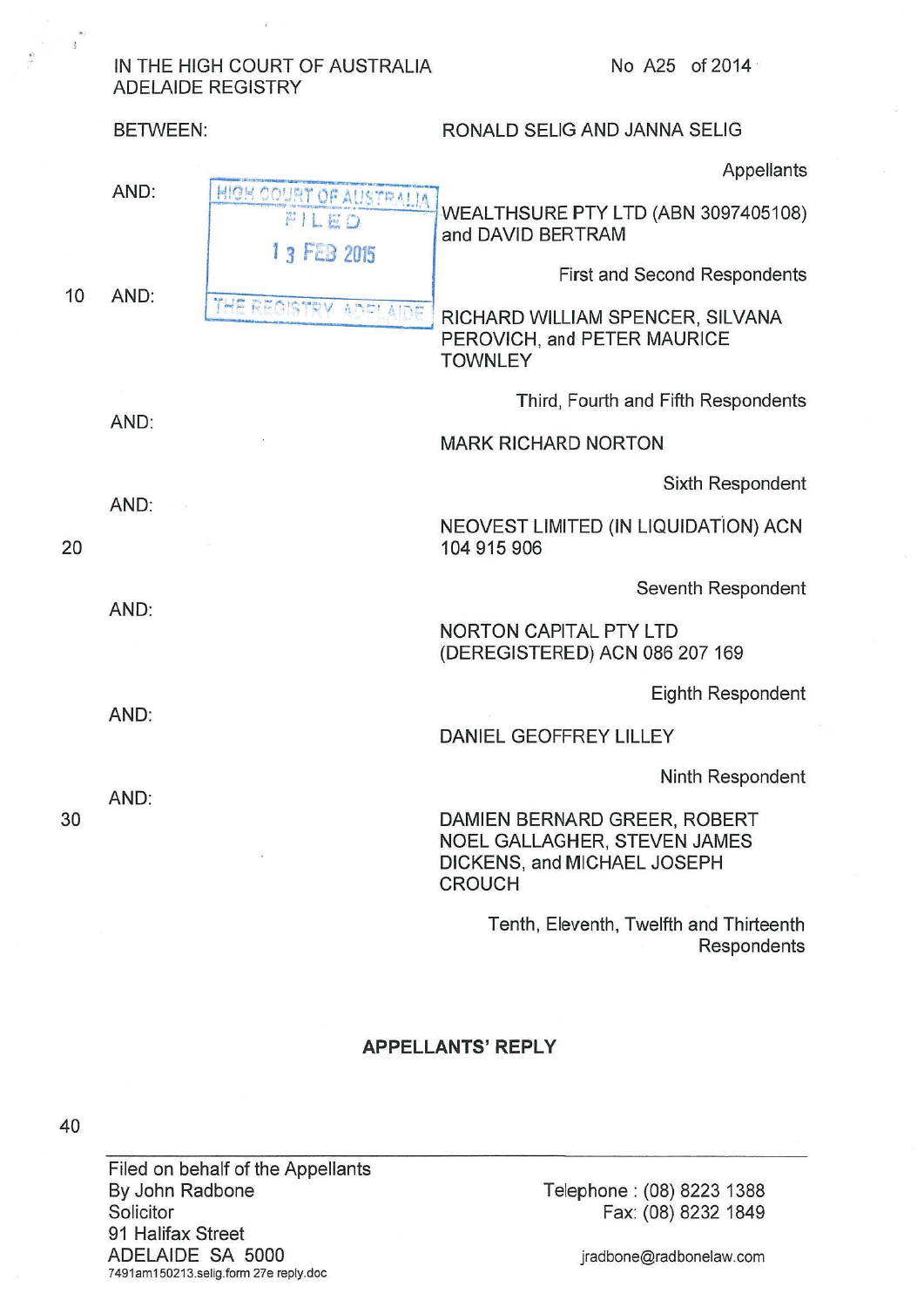IN THE HIGH COURT OF AUSTRALIA
ADELAIDE REGISTRY

No A25 of 2014

BETWEEN: RONALD SELIG AND JANNA SELIG

Appellants

AND: WEALTHSURE PTY LTD (ABN 3097405108) and DAVID BERTRAM

First and Second Respondents

AND: RICHARD WILLIAM SPENCER, SILVANA PEROVICH, and PETER MAURICE TOWNLEY

Third, Fourth and Fifth Respondents

AND: MARK RICHARD NORTON

Sixth Respondent

AND: NEOVEST LIMITED (IN LIQUIDATION) ACN 104 915 906

Seventh Respondent

AND: NORTON CAPITAL PTY LTD (DEREGISTERED) ACN 086 207 169

Eighth Respondent

AND: DANIEL GEOFFREY LILLEY

Ninth Respondent

AND: DAMIEN BERNARD GREER, ROBERT NOEL GALLAGHER, STEVEN JAMES DICKENS, and MICHAEL JOSEPH CROUCH

Tenth, Eleventh, Twelfth and Thirteenth Respondents

HIGH COURT OF AUSTRALIA
FILED
13 FEB 2015
THE REGISTRY ADELAIDE

**APPELLANTS' REPLY**

---

Filed on behalf of the Appellants
By John Radbone
Solicitor
91 Halifax Street
ADELAIDE SA 5000
7491am150213.selig.form 27e reply.doc

Telephone : (08) 8223 1388
Fax: (08) 8232 1849

jradbone@radbonelaw.com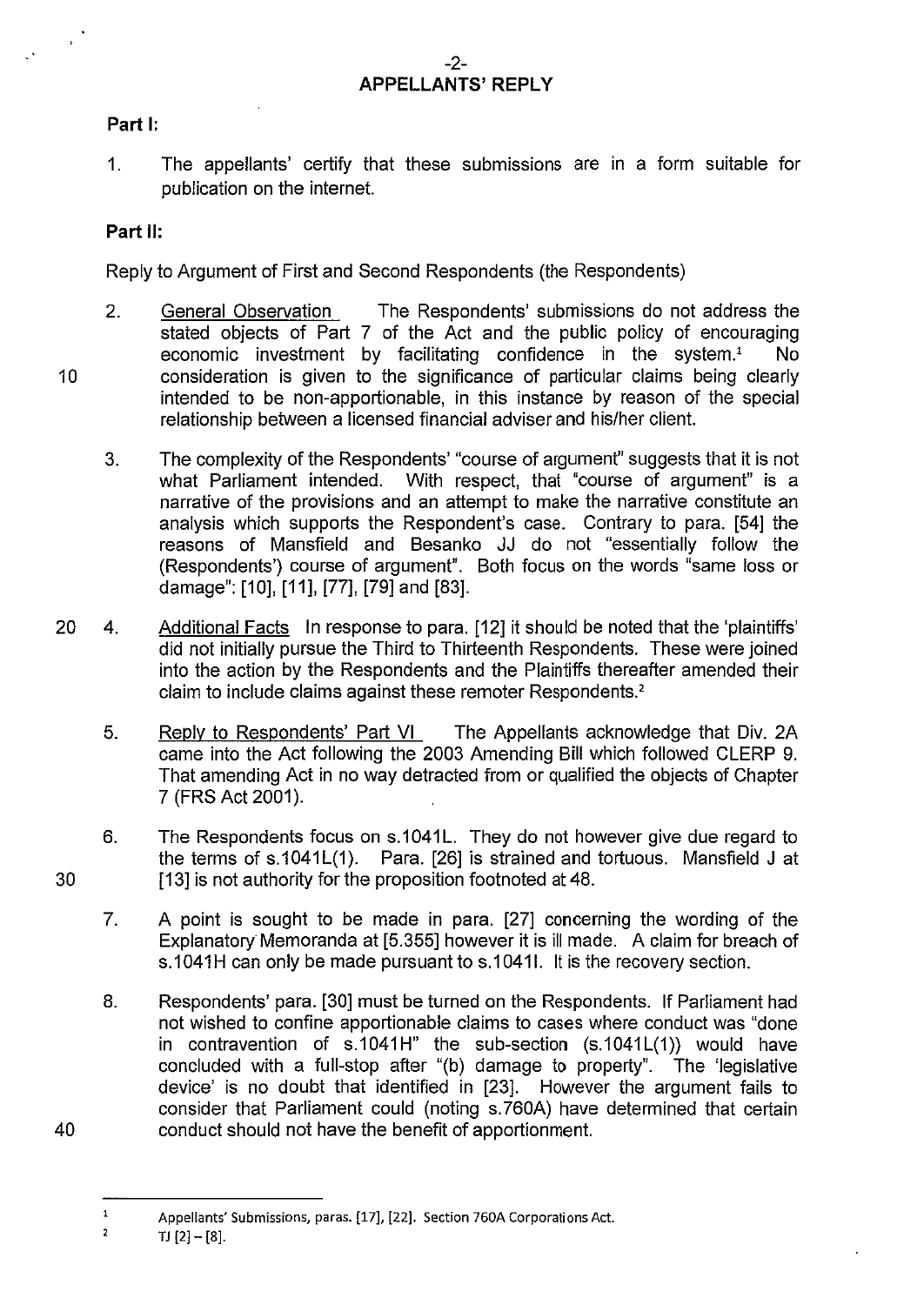## APPELLANTS' REPLY

**Part I:**

1. The appellants' certify that these submissions are in a form suitable for publication on the internet.

**Part II:**

Reply to Argument of First and Second Respondents (the Respondents)

2. General Observation The Respondents' submissions do not address the stated objects of Part 7 of the Act and the public policy of encouraging economic investment by facilitating confidence in the system.[1] No consideration is given to the significance of particular claims being clearly intended to be non-apportionable, in this instance by reason of the special relationship between a licensed financial adviser and his/her client.

3. The complexity of the Respondents' "course of argument" suggests that it is not what Parliament intended. With respect, that "course of argument" is a narrative of the provisions and an attempt to make the narrative constitute an analysis which supports the Respondent's case. Contrary to para. [54] the reasons of Mansfield and Besanko JJ do not "essentially follow the (Respondents') course of argument". Both focus on the words "same loss or damage": [10], [11], [77], [79] and [83].

4. Additional Facts In response to para. [12] it should be noted that the 'plaintiffs' did not initially pursue the Third to Thirteenth Respondents. These were joined into the action by the Respondents and the Plaintiffs thereafter amended their claim to include claims against these remoter Respondents.[2]

5. Reply to Respondents' Part VI The Appellants acknowledge that Div. 2A came into the Act following the 2003 Amending Bill which followed CLERP 9. That amending Act in no way detracted from or qualified the objects of Chapter 7 (FRS Act 2001).

6. The Respondents focus on s.1041L. They do not however give due regard to the terms of s.1041L(1). Para. [26] is strained and tortuous. Mansfield J at [13] is not authority for the proposition footnoted at 48.

7. A point is sought to be made in para. [27] concerning the wording of the Explanatory Memoranda at [5.355] however it is ill made. A claim for breach of s.1041H can only be made pursuant to s.1041I. It is the recovery section.

8. Respondents' para. [30] must be turned on the Respondents. If Parliament had not wished to confine apportionable claims to cases where conduct was "done in contravention of s.1041H" the sub-section (s.1041L(1)) would have concluded with a full-stop after "(b) damage to property". The 'legislative device' is no doubt that identified in [23]. However the argument fails to consider that Parliament could (noting s.760A) have determined that certain conduct should not have the benefit of apportionment.

---

[1] Appellants' Submissions, paras. [17], [22]. Section 760A Corporations Act.

[2] TJ [2] – [8].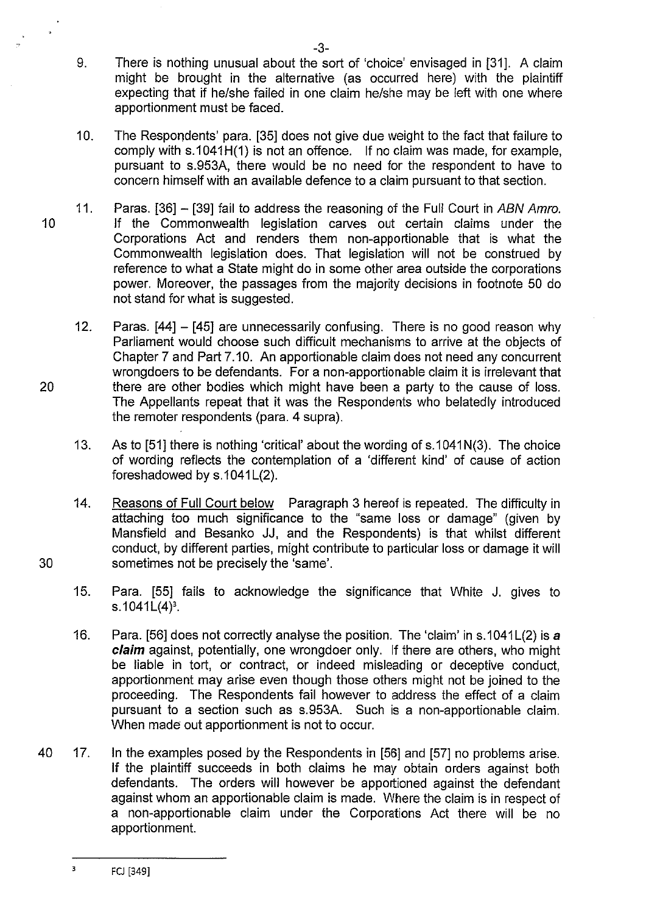9. There is nothing unusual about the sort of 'choice' envisaged in [31]. A claim might be brought in the alternative (as occurred here) with the plaintiff expecting that if he/she failed in one claim he/she may be left with one where apportionment must be faced.

10. The Respondents' para. [35] does not give due weight to the fact that failure to comply with s.1041H(1) is not an offence. If no claim was made, for example, pursuant to s.953A, there would be no need for the respondent to have to concern himself with an available defence to a claim pursuant to that section.

11. Paras. [36] – [39] fail to address the reasoning of the Full Court in *ABN Amro*. If the Commonwealth legislation carves out certain claims under the Corporations Act and renders them non-apportionable that is what the Commonwealth legislation does. That legislation will not be construed by reference to what a State might do in some other area outside the corporations power. Moreover, the passages from the majority decisions in footnote 50 do not stand for what is suggested.

12. Paras. [44] – [45] are unnecessarily confusing. There is no good reason why Parliament would choose such difficult mechanisms to arrive at the objects of Chapter 7 and Part 7.10. An apportionable claim does not need any concurrent wrongdoers to be defendants. For a non-apportionable claim it is irrelevant that there are other bodies which might have been a party to the cause of loss. The Appellants repeat that it was the Respondents who belatedly introduced the remoter respondents (para. 4 supra).

13. As to [51] there is nothing 'critical' about the wording of s.1041N(3). The choice of wording reflects the contemplation of a 'different kind' of cause of action foreshadowed by s.1041L(2).

14. Reasons of Full Court below Paragraph 3 hereof is repeated. The difficulty in attaching too much significance to the "same loss or damage" (given by Mansfield and Besanko JJ, and the Respondents) is that whilst different conduct, by different parties, might contribute to particular loss or damage it will sometimes not be precisely the 'same'.

15. Para. [55] fails to acknowledge the significance that White J. gives to s.1041L(4)[3].

16. Para. [56] does not correctly analyse the position. The 'claim' in s.1041L(2) is ***a claim*** against, potentially, one wrongdoer only. If there are others, who might be liable in tort, or contract, or indeed misleading or deceptive conduct, apportionment may arise even though those others might not be joined to the proceeding. The Respondents fail however to address the effect of a claim pursuant to a section such as s.953A. Such is a non-apportionable claim. When made out apportionment is not to occur.

17. In the examples posed by the Respondents in [56] and [57] no problems arise. If the plaintiff succeeds in both claims he may obtain orders against both defendants. The orders will however be apportioned against the defendant against whom an apportionable claim is made. Where the claim is in respect of a non-apportionable claim under the Corporations Act there will be no apportionment.

[3] FCJ [349]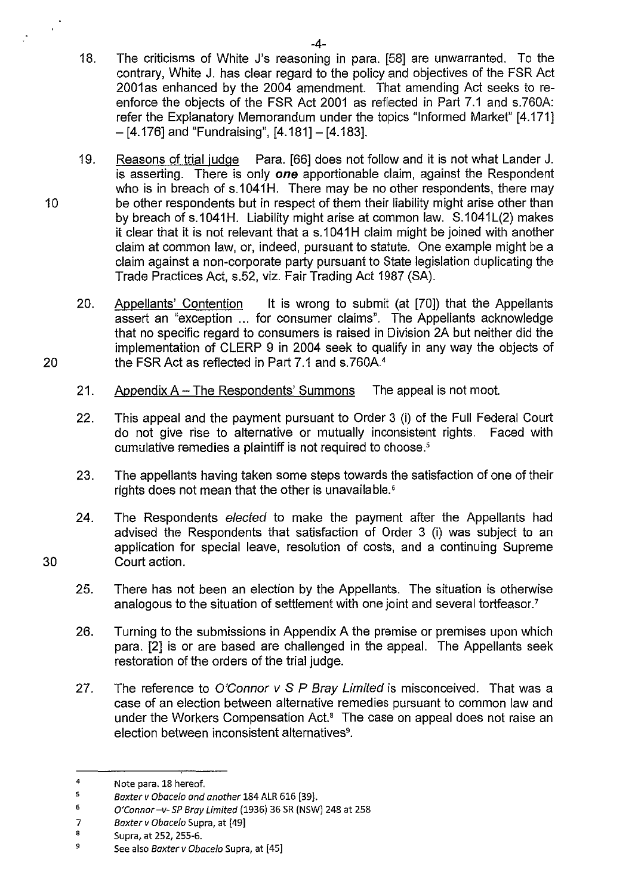18. The criticisms of White J's reasoning in para. [58] are unwarranted. To the contrary, White J. has clear regard to the policy and objectives of the FSR Act 2001as enhanced by the 2004 amendment. That amending Act seeks to re-enforce the objects of the FSR Act 2001 as reflected in Part 7.1 and s.760A: refer the Explanatory Memorandum under the topics "Informed Market" [4.171] – [4.176] and "Fundraising", [4.181] – [4.183].

19. Reasons of trial judge Para. [66] does not follow and it is not what Lander J. is asserting. There is only ***one*** apportionable claim, against the Respondent who is in breach of s.1041H. There may be no other respondents, there may be other respondents but in respect of them their liability might arise other than by breach of s.1041H. Liability might arise at common law. S.1041L(2) makes it clear that it is not relevant that a s.1041H claim might be joined with another claim at common law, or, indeed, pursuant to statute. One example might be a claim against a non-corporate party pursuant to State legislation duplicating the Trade Practices Act, s.52, viz. Fair Trading Act 1987 (SA).

20. Appellants' Contention It is wrong to submit (at [70]) that the Appellants assert an "exception ... for consumer claims". The Appellants acknowledge that no specific regard to consumers is raised in Division 2A but neither did the implementation of CLERP 9 in 2004 seek to qualify in any way the objects of the FSR Act as reflected in Part 7.1 and s.760A.[4]

21. Appendix A – The Respondents' Summons The appeal is not moot.

22. This appeal and the payment pursuant to Order 3 (i) of the Full Federal Court do not give rise to alternative or mutually inconsistent rights. Faced with cumulative remedies a plaintiff is not required to choose.[5]

23. The appellants having taken some steps towards the satisfaction of one of their rights does not mean that the other is unavailable.[6]

24. The Respondents *elected* to make the payment after the Appellants had advised the Respondents that satisfaction of Order 3 (i) was subject to an application for special leave, resolution of costs, and a continuing Supreme Court action.

25. There has not been an election by the Appellants. The situation is otherwise analogous to the situation of settlement with one joint and several tortfeasor.[7]

26. Turning to the submissions in Appendix A the premise or premises upon which para. [2] is or are based are challenged in the appeal. The Appellants seek restoration of the orders of the trial judge.

27. The reference to *O'Connor v S P Bray Limited* is misconceived. That was a case of an election between alternative remedies pursuant to common law and under the Workers Compensation Act.[8] The case on appeal does not raise an election between inconsistent alternatives[9].

---

[4] Note para. 18 hereof.

[5] *Baxter v Obacelo and another* 184 ALR 616 [39].

[6] *O'Connor –v- SP Bray Limited* (1936) 36 SR (NSW) 248 at 258

[7] *Baxter v Obacelo* Supra, at [49]

[8] Supra, at 252, 255-6.

[9] See also *Baxter v Obacelo* Supra, at [45]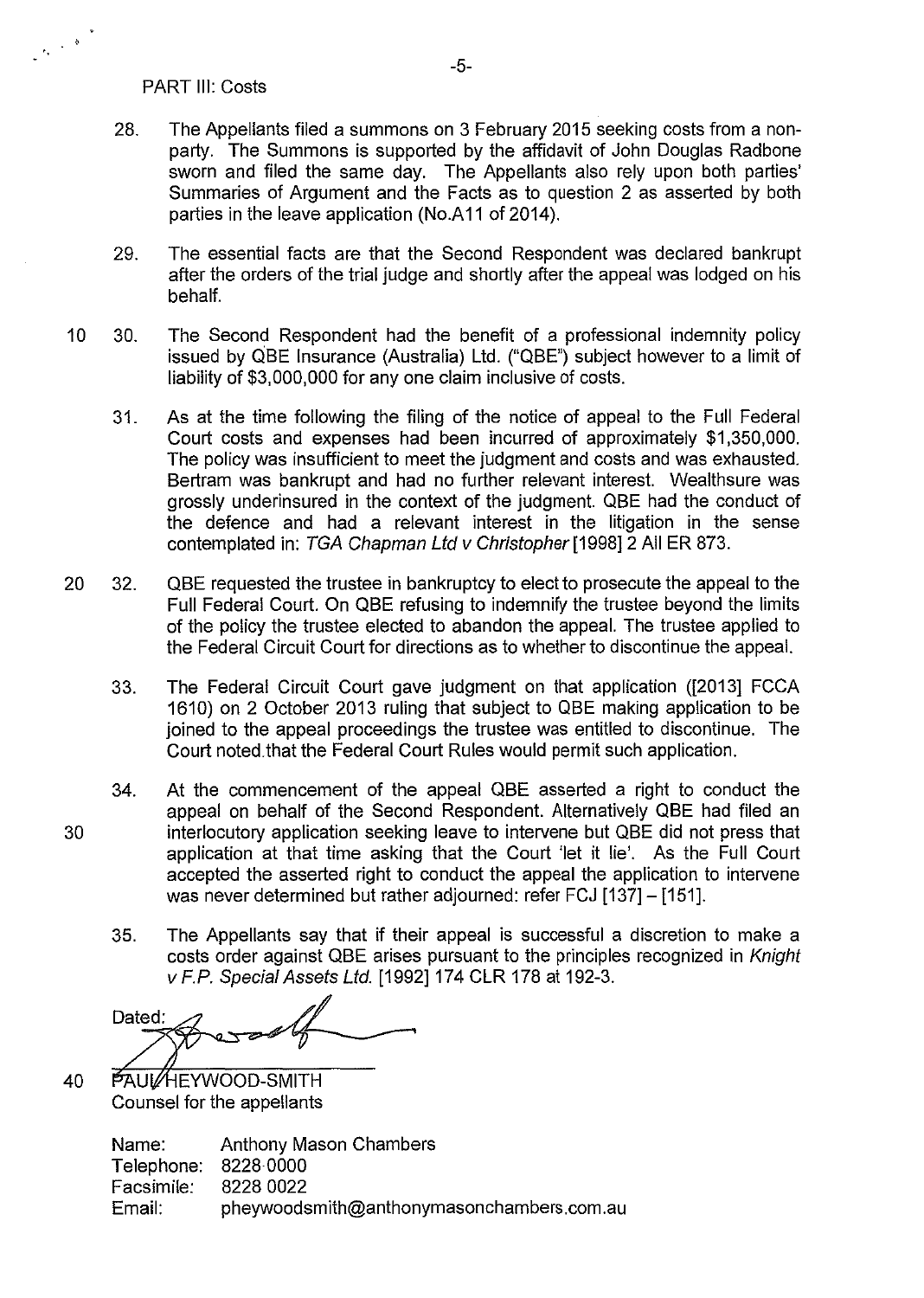PART III: Costs

28. The Appellants filed a summons on 3 February 2015 seeking costs from a non-party. The Summons is supported by the affidavit of John Douglas Radbone sworn and filed the same day. The Appellants also rely upon both parties' Summaries of Argument and the Facts as to question 2 as asserted by both parties in the leave application (No.A11 of 2014).

29. The essential facts are that the Second Respondent was declared bankrupt after the orders of the trial judge and shortly after the appeal was lodged on his behalf.

30. The Second Respondent had the benefit of a professional indemnity policy issued by QBE Insurance (Australia) Ltd. ("QBE") subject however to a limit of liability of $3,000,000 for any one claim inclusive of costs.

31. As at the time following the filing of the notice of appeal to the Full Federal Court costs and expenses had been incurred of approximately $1,350,000. The policy was insufficient to meet the judgment and costs and was exhausted. Bertram was bankrupt and had no further relevant interest. Wealthsure was grossly underinsured in the context of the judgment. QBE had the conduct of the defence and had a relevant interest in the litigation in the sense contemplated in: *TGA Chapman Ltd v Christopher* [1998] 2 All ER 873.

32. QBE requested the trustee in bankruptcy to elect to prosecute the appeal to the Full Federal Court. On QBE refusing to indemnify the trustee beyond the limits of the policy the trustee elected to abandon the appeal. The trustee applied to the Federal Circuit Court for directions as to whether to discontinue the appeal.

33. The Federal Circuit Court gave judgment on that application ([2013] FCCA 1610) on 2 October 2013 ruling that subject to QBE making application to be joined to the appeal proceedings the trustee was entitled to discontinue. The Court noted that the Federal Court Rules would permit such application.

34. At the commencement of the appeal QBE asserted a right to conduct the appeal on behalf of the Second Respondent. Alternatively QBE had filed an interlocutory application seeking leave to intervene but QBE did not press that application at that time asking that the Court 'let it lie'. As the Full Court accepted the asserted right to conduct the appeal the application to intervene was never determined but rather adjourned: refer FCJ [137] – [151].

35. The Appellants say that if their appeal is successful a discretion to make a costs order against QBE arises pursuant to the principles recognized in *Knight v F.P. Special Assets Ltd.* [1992] 174 CLR 178 at 192-3.

Dated:

PAUL HEYWOOD-SMITH
Counsel for the appellants

| | |
|---|---|
| Name: | Anthony Mason Chambers |
| Telephone: | 8228 0000 |
| Facsimile: | 8228 0022 |
| Email: | pheywoodsmith@anthonymasonchambers.com.au |